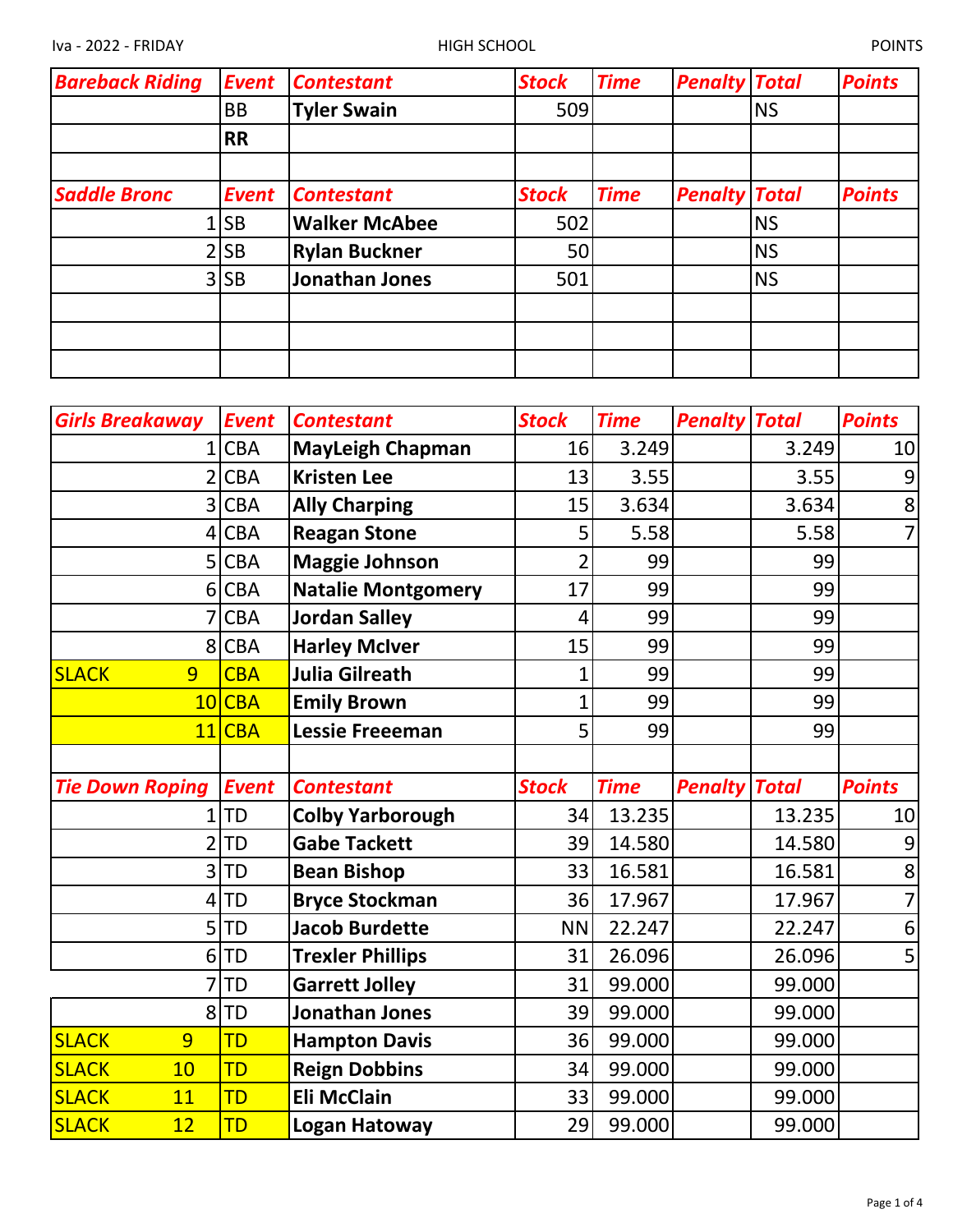Iva - 2022 - FRIDAY HIGH SCHOOL POINTS

| Bareback Riding | Event | Contestant | Stock | Time | Penalty | Total | Points |
|---|---|---|---|---|---|---|---|
| | BB | Tyler Swain | 509 | | | NS | |
| | RR | | | | | | |

| Saddle Bronc | Event | Contestant | Stock | Time | Penalty | Total | Points |
|---|---|---|---|---|---|---|---|
| 1 | SB | Walker McAbee | 502 | | | NS | |
| 2 | SB | Rylan Buckner | 50 | | | NS | |
| 3 | SB | Jonathan Jones | 501 | | | NS | |

| Girls Breakaway | Event | Contestant | Stock | Time | Penalty | Total | Points |
|---|---|---|---|---|---|---|---|
| 1 | CBA | MayLeigh Chapman | 16 | 3.249 | | 3.249 | 10 |
| 2 | CBA | Kristen Lee | 13 | 3.55 | | 3.55 | 9 |
| 3 | CBA | Ally Charping | 15 | 3.634 | | 3.634 | 8 |
| 4 | CBA | Reagan Stone | 5 | 5.58 | | 5.58 | 7 |
| 5 | CBA | Maggie Johnson | 2 | 99 | | 99 | |
| 6 | CBA | Natalie Montgomery | 17 | 99 | | 99 | |
| 7 | CBA | Jordan Salley | 4 | 99 | | 99 | |
| 8 | CBA | Harley McIver | 15 | 99 | | 99 | |
| SLACK 9 | CBA | Julia Gilreath | 1 | 99 | | 99 | |
| 10 | CBA | Emily Brown | 1 | 99 | | 99 | |
| 11 | CBA | Lessie Freeeman | 5 | 99 | | 99 | |

| Tie Down Roping | Event | Contestant | Stock | Time | Penalty | Total | Points |
|---|---|---|---|---|---|---|---|
| 1 | TD | Colby Yarborough | 34 | 13.235 | | 13.235 | 10 |
| 2 | TD | Gabe Tackett | 39 | 14.580 | | 14.580 | 9 |
| 3 | TD | Bean Bishop | 33 | 16.581 | | 16.581 | 8 |
| 4 | TD | Bryce Stockman | 36 | 17.967 | | 17.967 | 7 |
| 5 | TD | Jacob Burdette | NN | 22.247 | | 22.247 | 6 |
| 6 | TD | Trexler Phillips | 31 | 26.096 | | 26.096 | 5 |
| 7 | TD | Garrett Jolley | 31 | 99.000 | | 99.000 | |
| 8 | TD | Jonathan Jones | 39 | 99.000 | | 99.000 | |
| SLACK 9 | TD | Hampton Davis | 36 | 99.000 | | 99.000 | |
| SLACK 10 | TD | Reign Dobbins | 34 | 99.000 | | 99.000 | |
| SLACK 11 | TD | Eli McClain | 33 | 99.000 | | 99.000 | |
| SLACK 12 | TD | Logan Hatoway | 29 | 99.000 | | 99.000 | |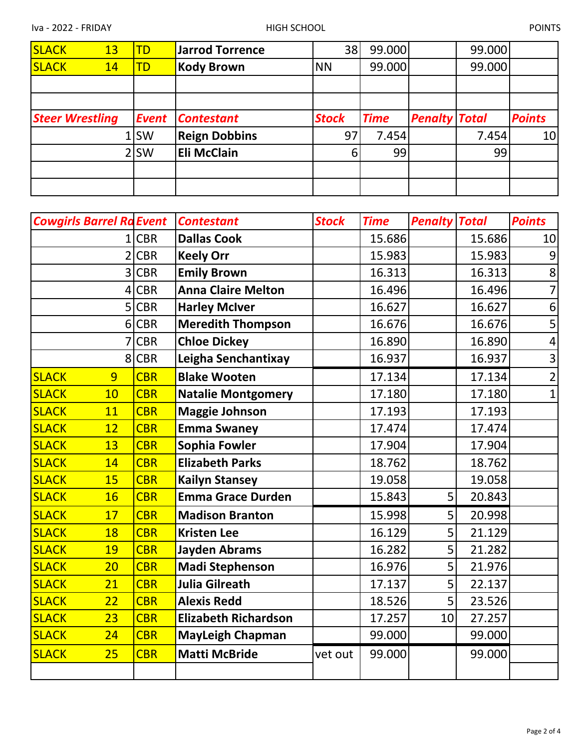| | | | | | | | |
|---|---|---|---|---|---|---|---|
| SLACK 13 | TD | Jarrod Torrence | 38 | 99.000 | | 99.000 | |
| SLACK 14 | TD | Kody Brown | NN | 99.000 | | 99.000 | |
| | | | | | | | |
| | | | | | | | |

| *Steer Wrestling* | *Event* | *Contestant* | *Stock* | *Time* | *Penalty* | *Total* | *Points* |
|---|---|---|---|---|---|---|---|
| 1 | SW | Reign Dobbins | 97 | 7.454 | | 7.454 | 10 |
| 2 | SW | Eli McClain | 6 | 99 | | 99 | |
| | | | | | | | |
| | | | | | | | |

| *Cowgirls Barrel Ra* | *Event* | *Contestant* | *Stock* | *Time* | *Penalty* | *Total* | *Points* |
|---|---|---|---|---|---|---|---|
| 1 | CBR | Dallas Cook | | 15.686 | | 15.686 | 10 |
| 2 | CBR | Keely Orr | | 15.983 | | 15.983 | 9 |
| 3 | CBR | Emily Brown | | 16.313 | | 16.313 | 8 |
| 4 | CBR | Anna Claire Melton | | 16.496 | | 16.496 | 7 |
| 5 | CBR | Harley McIver | | 16.627 | | 16.627 | 6 |
| 6 | CBR | Meredith Thompson | | 16.676 | | 16.676 | 5 |
| 7 | CBR | Chloe Dickey | | 16.890 | | 16.890 | 4 |
| 8 | CBR | Leigha Senchantixay | | 16.937 | | 16.937 | 3 |
| SLACK 9 | CBR | Blake Wooten | | 17.134 | | 17.134 | 2 |
| SLACK 10 | CBR | Natalie Montgomery | | 17.180 | | 17.180 | 1 |
| SLACK 11 | CBR | Maggie Johnson | | 17.193 | | 17.193 | |
| SLACK 12 | CBR | Emma Swaney | | 17.474 | | 17.474 | |
| SLACK 13 | CBR | Sophia Fowler | | 17.904 | | 17.904 | |
| SLACK 14 | CBR | Elizabeth Parks | | 18.762 | | 18.762 | |
| SLACK 15 | CBR | Kailyn Stansey | | 19.058 | | 19.058 | |
| SLACK 16 | CBR | Emma Grace Durden | | 15.843 | 5 | 20.843 | |
| SLACK 17 | CBR | Madison Branton | | 15.998 | 5 | 20.998 | |
| SLACK 18 | CBR | Kristen Lee | | 16.129 | 5 | 21.129 | |
| SLACK 19 | CBR | Jayden Abrams | | 16.282 | 5 | 21.282 | |
| SLACK 20 | CBR | Madi Stephenson | | 16.976 | 5 | 21.976 | |
| SLACK 21 | CBR | Julia Gilreath | | 17.137 | 5 | 22.137 | |
| SLACK 22 | CBR | Alexis Redd | | 18.526 | 5 | 23.526 | |
| SLACK 23 | CBR | Elizabeth Richardson | | 17.257 | 10 | 27.257 | |
| SLACK 24 | CBR | MayLeigh Chapman | | 99.000 | | 99.000 | |
| SLACK 25 | CBR | Matti McBride | vet out | 99.000 | | 99.000 | |
| | | | | | | | |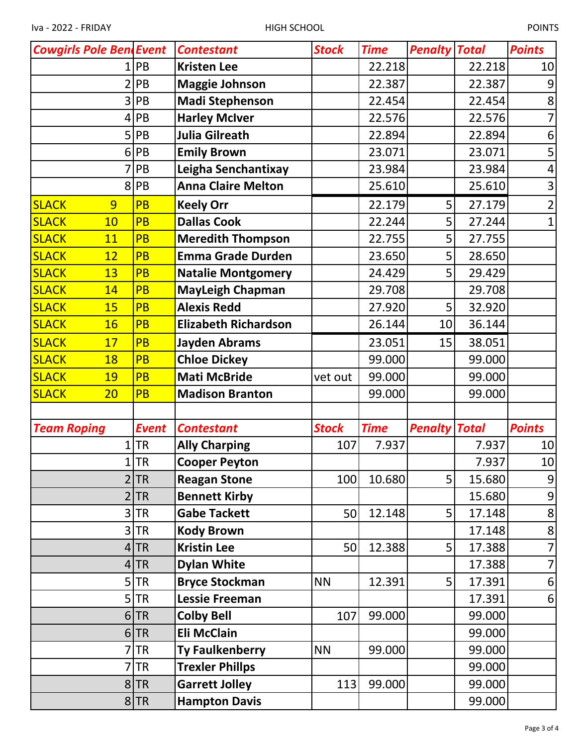Iva - 2022 - FRIDAY HIGH SCHOOL POINTS

| Cowgirls Pole Bend | Event | Contestant | Stock | Time | Penalty | Total | Points |
|---|---|---|---|---|---|---|---|
| 1 | PB | Kristen Lee | | 22.218 | | 22.218 | 10 |
| 2 | PB | Maggie Johnson | | 22.387 | | 22.387 | 9 |
| 3 | PB | Madi Stephenson | | 22.454 | | 22.454 | 8 |
| 4 | PB | Harley McIver | | 22.576 | | 22.576 | 7 |
| 5 | PB | Julia Gilreath | | 22.894 | | 22.894 | 6 |
| 6 | PB | Emily Brown | | 23.071 | | 23.071 | 5 |
| 7 | PB | Leigha Senchantixay | | 23.984 | | 23.984 | 4 |
| 8 | PB | Anna Claire Melton | | 25.610 | | 25.610 | 3 |
| SLACK 9 | PB | Keely Orr | | 22.179 | 5 | 27.179 | 2 |
| SLACK 10 | PB | Dallas Cook | | 22.244 | 5 | 27.244 | 1 |
| SLACK 11 | PB | Meredith Thompson | | 22.755 | 5 | 27.755 | |
| SLACK 12 | PB | Emma Grade Durden | | 23.650 | 5 | 28.650 | |
| SLACK 13 | PB | Natalie Montgomery | | 24.429 | 5 | 29.429 | |
| SLACK 14 | PB | MayLeigh Chapman | | 29.708 | | 29.708 | |
| SLACK 15 | PB | Alexis Redd | | 27.920 | 5 | 32.920 | |
| SLACK 16 | PB | Elizabeth Richardson | | 26.144 | 10 | 36.144 | |
| SLACK 17 | PB | Jayden Abrams | | 23.051 | 15 | 38.051 | |
| SLACK 18 | PB | Chloe Dickey | | 99.000 | | 99.000 | |
| SLACK 19 | PB | Mati McBride | vet out | 99.000 | | 99.000 | |
| SLACK 20 | PB | Madison Branton | | 99.000 | | 99.000 | |

| Team Roping | Event | Contestant | Stock | Time | Penalty | Total | Points |
|---|---|---|---|---|---|---|---|
| 1 | TR | Ally Charping | 107 | 7.937 | | 7.937 | 10 |
| 1 | TR | Cooper Peyton | | | | 7.937 | 10 |
| 2 | TR | Reagan Stone | 100 | 10.680 | 5 | 15.680 | 9 |
| 2 | TR | Bennett Kirby | | | | 15.680 | 9 |
| 3 | TR | Gabe Tackett | 50 | 12.148 | 5 | 17.148 | 8 |
| 3 | TR | Kody Brown | | | | 17.148 | 8 |
| 4 | TR | Kristin Lee | 50 | 12.388 | 5 | 17.388 | 7 |
| 4 | TR | Dylan White | | | | 17.388 | 7 |
| 5 | TR | Bryce Stockman | NN | 12.391 | 5 | 17.391 | 6 |
| 5 | TR | Lessie Freeman | | | | 17.391 | 6 |
| 6 | TR | Colby Bell | 107 | 99.000 | | 99.000 | |
| 6 | TR | Eli McClain | | | | 99.000 | |
| 7 | TR | Ty Faulkenberry | NN | 99.000 | | 99.000 | |
| 7 | TR | Trexler Phillps | | | | 99.000 | |
| 8 | TR | Garrett Jolley | 113 | 99.000 | | 99.000 | |
| 8 | TR | Hampton Davis | | | | 99.000 | |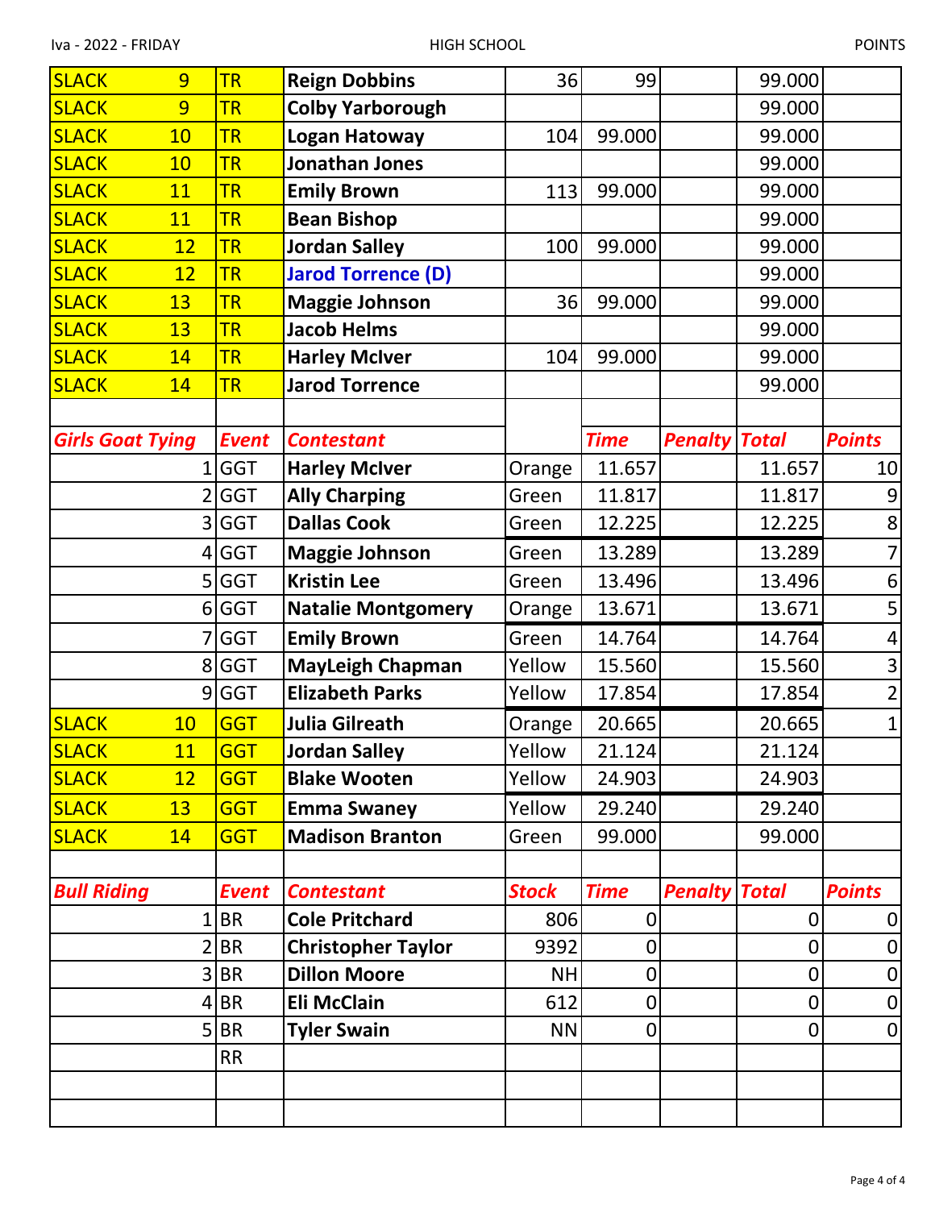| | | | | | | | | |
|---|---|---|---|---|---|---|---|---|
| SLACK | 9 | TR | **Reign Dobbins** | 36 | 99 | | 99.000 | |
| SLACK | 9 | TR | **Colby Yarborough** | | | | 99.000 | |
| SLACK | 10 | TR | **Logan Hatoway** | 104 | 99.000 | | 99.000 | |
| SLACK | 10 | TR | **Jonathan Jones** | | | | 99.000 | |
| SLACK | 11 | TR | **Emily Brown** | 113 | 99.000 | | 99.000 | |
| SLACK | 11 | TR | **Bean Bishop** | | | | 99.000 | |
| SLACK | 12 | TR | **Jordan Salley** | 100 | 99.000 | | 99.000 | |
| SLACK | 12 | TR | **Jarod Torrence (D)** | | | | 99.000 | |
| SLACK | 13 | TR | **Maggie Johnson** | 36 | 99.000 | | 99.000 | |
| SLACK | 13 | TR | **Jacob Helms** | | | | 99.000 | |
| SLACK | 14 | TR | **Harley McIver** | 104 | 99.000 | | 99.000 | |
| SLACK | 14 | TR | **Jarod Torrence** | | | | 99.000 | |
| | | | | | | | | |
| ***Girls Goat Tying*** | | ***Event*** | ***Contestant*** | | ***Time*** | ***Penalty*** | ***Total*** | ***Points*** |
| | 1 | GGT | **Harley McIver** | Orange | 11.657 | | 11.657 | 10 |
| | 2 | GGT | **Ally Charping** | Green | 11.817 | | 11.817 | 9 |
| | 3 | GGT | **Dallas Cook** | Green | 12.225 | | 12.225 | 8 |
| | 4 | GGT | **Maggie Johnson** | Green | 13.289 | | 13.289 | 7 |
| | 5 | GGT | **Kristin Lee** | Green | 13.496 | | 13.496 | 6 |
| | 6 | GGT | **Natalie Montgomery** | Orange | 13.671 | | 13.671 | 5 |
| | 7 | GGT | **Emily Brown** | Green | 14.764 | | 14.764 | 4 |
| | 8 | GGT | **MayLeigh Chapman** | Yellow | 15.560 | | 15.560 | 3 |
| | 9 | GGT | **Elizabeth Parks** | Yellow | 17.854 | | 17.854 | 2 |
| SLACK | 10 | GGT | **Julia Gilreath** | Orange | 20.665 | | 20.665 | 1 |
| SLACK | 11 | GGT | **Jordan Salley** | Yellow | 21.124 | | 21.124 | |
| SLACK | 12 | GGT | **Blake Wooten** | Yellow | 24.903 | | 24.903 | |
| SLACK | 13 | GGT | **Emma Swaney** | Yellow | 29.240 | | 29.240 | |
| SLACK | 14 | GGT | **Madison Branton** | Green | 99.000 | | 99.000 | |
| | | | | | | | | |
| ***Bull Riding*** | | ***Event*** | ***Contestant*** | ***Stock*** | ***Time*** | ***Penalty*** | ***Total*** | ***Points*** |
| | 1 | BR | **Cole Pritchard** | 806 | 0 | | 0 | 0 |
| | 2 | BR | **Christopher Taylor** | 9392 | 0 | | 0 | 0 |
| | 3 | BR | **Dillon Moore** | NH | 0 | | 0 | 0 |
| | 4 | BR | **Eli McClain** | 612 | 0 | | 0 | 0 |
| | 5 | BR | **Tyler Swain** | NN | 0 | | 0 | 0 |
| | | RR | | | | | | |